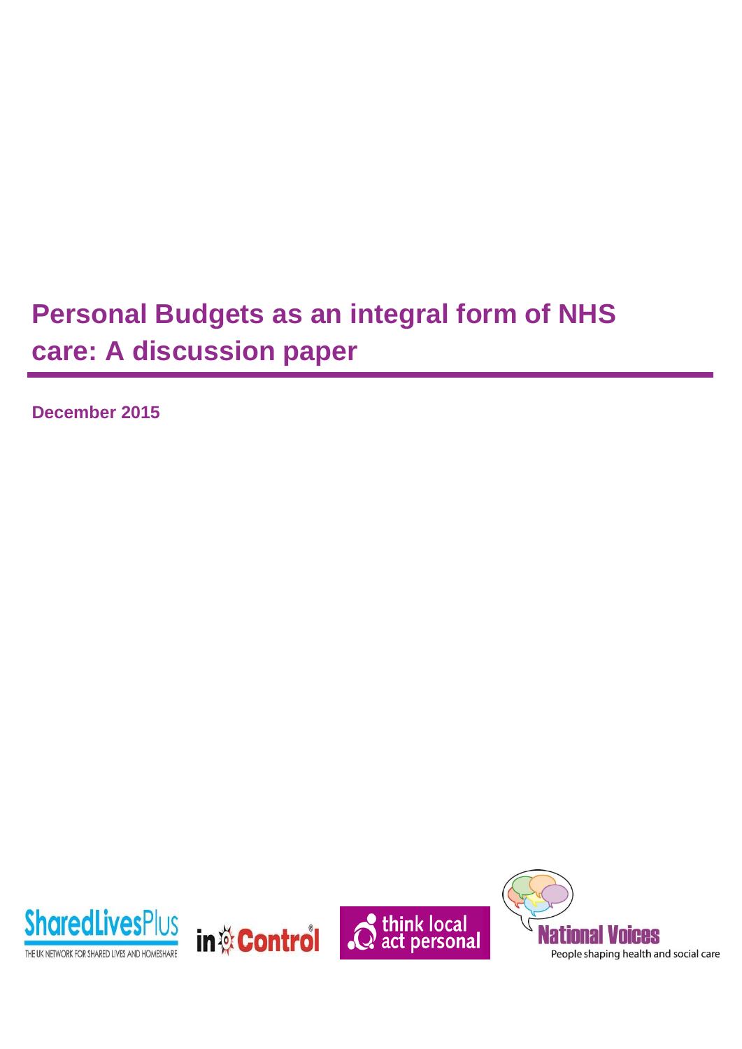# Personal Budgets as an integral form of NHS care: A discussion paper

**December 2015**

SharedLivesPlus
THE UK NETWORK FOR SHARED LIVES AND HOMESHARE

in Control

think local act personal

National Voices
People shaping health and social care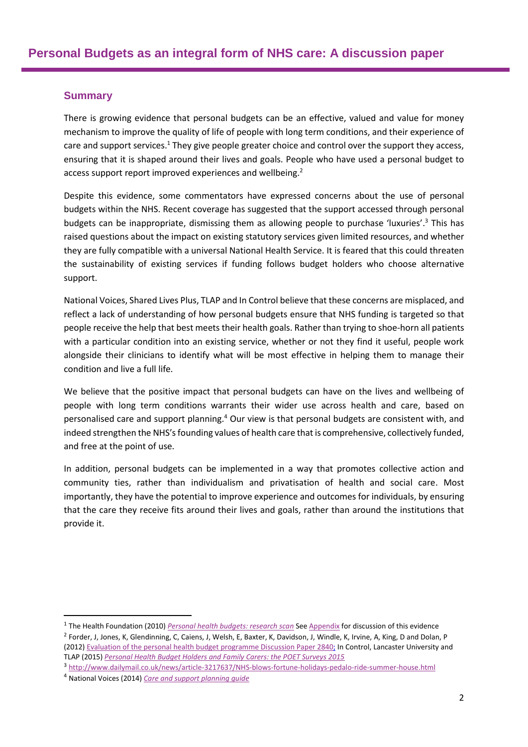# Personal Budgets as an integral form of NHS care: A discussion paper

## Summary

There is growing evidence that personal budgets can be an effective, valued and value for money mechanism to improve the quality of life of people with long term conditions, and their experience of care and support services.[1] They give people greater choice and control over the support they access, ensuring that it is shaped around their lives and goals. People who have used a personal budget to access support report improved experiences and wellbeing.[2]

Despite this evidence, some commentators have expressed concerns about the use of personal budgets within the NHS. Recent coverage has suggested that the support accessed through personal budgets can be inappropriate, dismissing them as allowing people to purchase 'luxuries'.[3] This has raised questions about the impact on existing statutory services given limited resources, and whether they are fully compatible with a universal National Health Service. It is feared that this could threaten the sustainability of existing services if funding follows budget holders who choose alternative support.

National Voices, Shared Lives Plus, TLAP and In Control believe that these concerns are misplaced, and reflect a lack of understanding of how personal budgets ensure that NHS funding is targeted so that people receive the help that best meets their health goals. Rather than trying to shoe-horn all patients with a particular condition into an existing service, whether or not they find it useful, people work alongside their clinicians to identify what will be most effective in helping them to manage their condition and live a full life.

We believe that the positive impact that personal budgets can have on the lives and wellbeing of people with long term conditions warrants their wider use across health and care, based on personalised care and support planning.[4] Our view is that personal budgets are consistent with, and indeed strengthen the NHS's founding values of health care that is comprehensive, collectively funded, and free at the point of use.

In addition, personal budgets can be implemented in a way that promotes collective action and community ties, rather than individualism and privatisation of health and social care. Most importantly, they have the potential to improve experience and outcomes for individuals, by ensuring that the care they receive fits around their lives and goals, rather than around the institutions that provide it.

---

[1] The Health Foundation (2010) *Personal health budgets: research scan* See Appendix for discussion of this evidence

[2] Forder, J, Jones, K, Glendinning, C, Caiens, J, Welsh, E, Baxter, K, Davidson, J, Windle, K, Irvine, A, King, D and Dolan, P (2012) Evaluation of the personal health budget programme Discussion Paper 2840; In Control, Lancaster University and TLAP (2015) *Personal Health Budget Holders and Family Carers: the POET Surveys 2015*

[3] http://www.dailymail.co.uk/news/article-3217637/NHS-blows-fortune-holidays-pedalo-ride-summer-house.html

[4] National Voices (2014) *Care and support planning guide*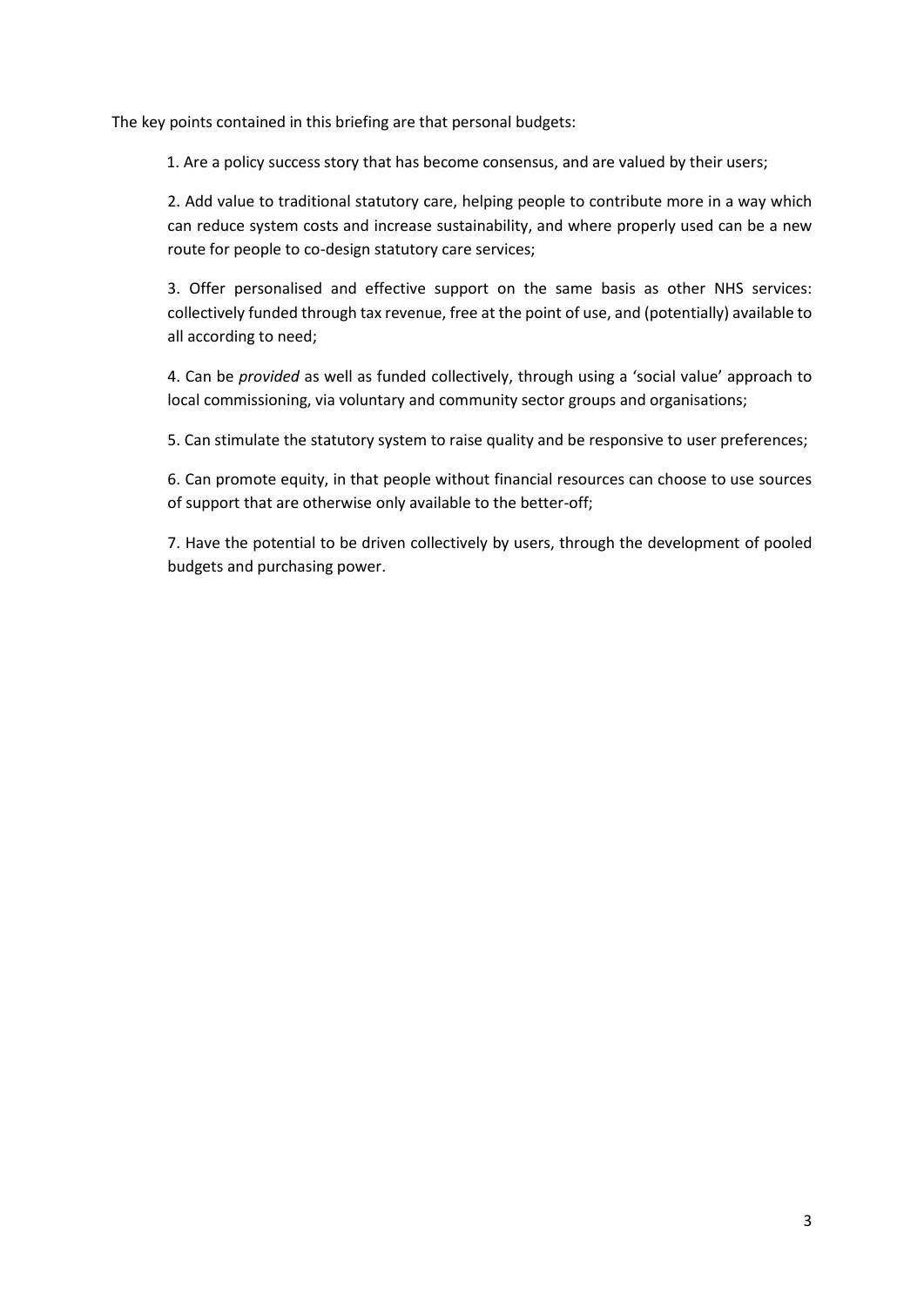The key points contained in this briefing are that personal budgets:

1. Are a policy success story that has become consensus, and are valued by their users;

2. Add value to traditional statutory care, helping people to contribute more in a way which can reduce system costs and increase sustainability, and where properly used can be a new route for people to co-design statutory care services;

3. Offer personalised and effective support on the same basis as other NHS services: collectively funded through tax revenue, free at the point of use, and (potentially) available to all according to need;

4. Can be *provided* as well as funded collectively, through using a 'social value' approach to local commissioning, via voluntary and community sector groups and organisations;

5. Can stimulate the statutory system to raise quality and be responsive to user preferences;

6. Can promote equity, in that people without financial resources can choose to use sources of support that are otherwise only available to the better-off;

7. Have the potential to be driven collectively by users, through the development of pooled budgets and purchasing power.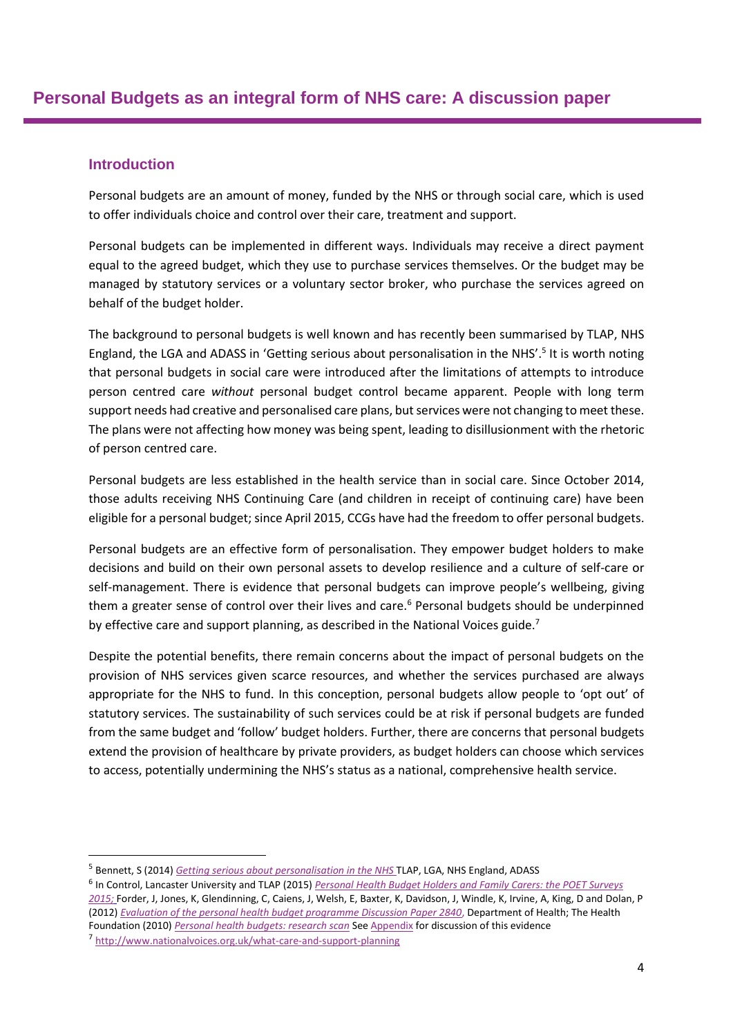# Personal Budgets as an integral form of NHS care: A discussion paper

## Introduction

Personal budgets are an amount of money, funded by the NHS or through social care, which is used to offer individuals choice and control over their care, treatment and support.

Personal budgets can be implemented in different ways. Individuals may receive a direct payment equal to the agreed budget, which they use to purchase services themselves. Or the budget may be managed by statutory services or a voluntary sector broker, who purchase the services agreed on behalf of the budget holder.

The background to personal budgets is well known and has recently been summarised by TLAP, NHS England, the LGA and ADASS in 'Getting serious about personalisation in the NHS'.[5] It is worth noting that personal budgets in social care were introduced after the limitations of attempts to introduce person centred care *without* personal budget control became apparent. People with long term support needs had creative and personalised care plans, but services were not changing to meet these. The plans were not affecting how money was being spent, leading to disillusionment with the rhetoric of person centred care.

Personal budgets are less established in the health service than in social care. Since October 2014, those adults receiving NHS Continuing Care (and children in receipt of continuing care) have been eligible for a personal budget; since April 2015, CCGs have had the freedom to offer personal budgets.

Personal budgets are an effective form of personalisation. They empower budget holders to make decisions and build on their own personal assets to develop resilience and a culture of self-care or self-management. There is evidence that personal budgets can improve people's wellbeing, giving them a greater sense of control over their lives and care.[6] Personal budgets should be underpinned by effective care and support planning, as described in the National Voices guide.[7]

Despite the potential benefits, there remain concerns about the impact of personal budgets on the provision of NHS services given scarce resources, and whether the services purchased are always appropriate for the NHS to fund. In this conception, personal budgets allow people to 'opt out' of statutory services. The sustainability of such services could be at risk if personal budgets are funded from the same budget and 'follow' budget holders. Further, there are concerns that personal budgets extend the provision of healthcare by private providers, as budget holders can choose which services to access, potentially undermining the NHS's status as a national, comprehensive health service.

---

[5] Bennett, S (2014) *Getting serious about personalisation in the NHS* TLAP, LGA, NHS England, ADASS

[6] In Control, Lancaster University and TLAP (2015) *Personal Health Budget Holders and Family Carers: the POET Surveys 2015;* Forder, J, Jones, K, Glendinning, C, Caiens, J, Welsh, E, Baxter, K, Davidson, J, Windle, K, Irvine, A, King, D and Dolan, P (2012) *Evaluation of the personal health budget programme Discussion Paper 2840*, Department of Health; The Health Foundation (2010) *Personal health budgets: research scan* See Appendix for discussion of this evidence

[7] http://www.nationalvoices.org.uk/what-care-and-support-planning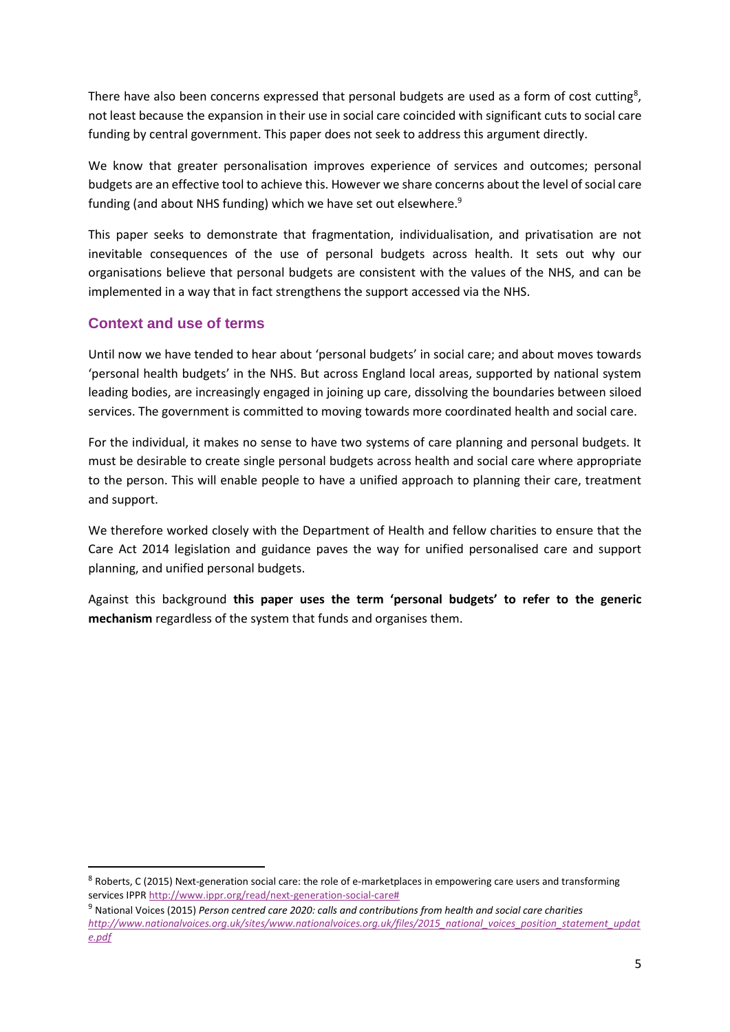There have also been concerns expressed that personal budgets are used as a form of cost cutting[8], not least because the expansion in their use in social care coincided with significant cuts to social care funding by central government. This paper does not seek to address this argument directly.

We know that greater personalisation improves experience of services and outcomes; personal budgets are an effective tool to achieve this. However we share concerns about the level of social care funding (and about NHS funding) which we have set out elsewhere.[9]

This paper seeks to demonstrate that fragmentation, individualisation, and privatisation are not inevitable consequences of the use of personal budgets across health. It sets out why our organisations believe that personal budgets are consistent with the values of the NHS, and can be implemented in a way that in fact strengthens the support accessed via the NHS.

## Context and use of terms

Until now we have tended to hear about 'personal budgets' in social care; and about moves towards 'personal health budgets' in the NHS. But across England local areas, supported by national system leading bodies, are increasingly engaged in joining up care, dissolving the boundaries between siloed services. The government is committed to moving towards more coordinated health and social care.

For the individual, it makes no sense to have two systems of care planning and personal budgets. It must be desirable to create single personal budgets across health and social care where appropriate to the person. This will enable people to have a unified approach to planning their care, treatment and support.

We therefore worked closely with the Department of Health and fellow charities to ensure that the Care Act 2014 legislation and guidance paves the way for unified personalised care and support planning, and unified personal budgets.

Against this background **this paper uses the term 'personal budgets' to refer to the generic mechanism** regardless of the system that funds and organises them.

---

[8] Roberts, C (2015) Next-generation social care: the role of e-marketplaces in empowering care users and transforming services IPPR http://www.ippr.org/read/next-generation-social-care#

[9] National Voices (2015) *Person centred care 2020: calls and contributions from health and social care charities* *http://www.nationalvoices.org.uk/sites/www.nationalvoices.org.uk/files/2015_national_voices_position_statement_update.pdf*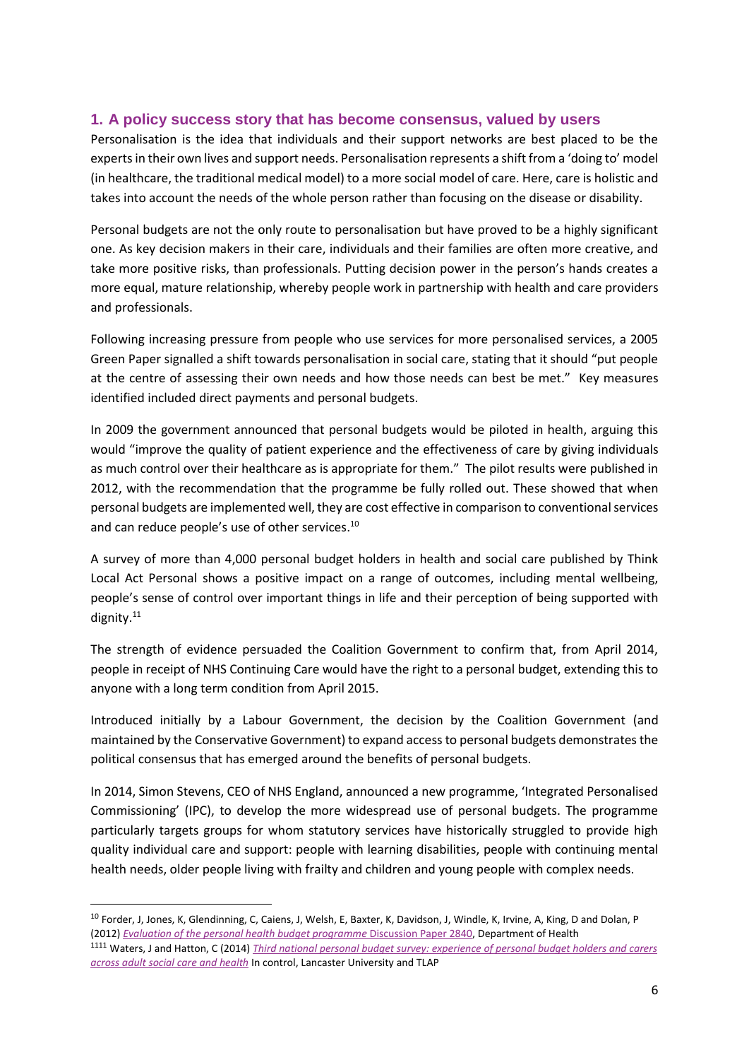## 1. A policy success story that has become consensus, valued by users

Personalisation is the idea that individuals and their support networks are best placed to be the experts in their own lives and support needs. Personalisation represents a shift from a 'doing to' model (in healthcare, the traditional medical model) to a more social model of care. Here, care is holistic and takes into account the needs of the whole person rather than focusing on the disease or disability.

Personal budgets are not the only route to personalisation but have proved to be a highly significant one. As key decision makers in their care, individuals and their families are often more creative, and take more positive risks, than professionals. Putting decision power in the person's hands creates a more equal, mature relationship, whereby people work in partnership with health and care providers and professionals.

Following increasing pressure from people who use services for more personalised services, a 2005 Green Paper signalled a shift towards personalisation in social care, stating that it should "put people at the centre of assessing their own needs and how those needs can best be met." Key measures identified included direct payments and personal budgets.

In 2009 the government announced that personal budgets would be piloted in health, arguing this would "improve the quality of patient experience and the effectiveness of care by giving individuals as much control over their healthcare as is appropriate for them." The pilot results were published in 2012, with the recommendation that the programme be fully rolled out. These showed that when personal budgets are implemented well, they are cost effective in comparison to conventional services and can reduce people's use of other services.[10]

A survey of more than 4,000 personal budget holders in health and social care published by Think Local Act Personal shows a positive impact on a range of outcomes, including mental wellbeing, people's sense of control over important things in life and their perception of being supported with dignity.[11]

The strength of evidence persuaded the Coalition Government to confirm that, from April 2014, people in receipt of NHS Continuing Care would have the right to a personal budget, extending this to anyone with a long term condition from April 2015.

Introduced initially by a Labour Government, the decision by the Coalition Government (and maintained by the Conservative Government) to expand access to personal budgets demonstrates the political consensus that has emerged around the benefits of personal budgets.

In 2014, Simon Stevens, CEO of NHS England, announced a new programme, 'Integrated Personalised Commissioning' (IPC), to develop the more widespread use of personal budgets. The programme particularly targets groups for whom statutory services have historically struggled to provide high quality individual care and support: people with learning disabilities, people with continuing mental health needs, older people living with frailty and children and young people with complex needs.

---

[10] Forder, J, Jones, K, Glendinning, C, Caiens, J, Welsh, E, Baxter, K, Davidson, J, Windle, K, Irvine, A, King, D and Dolan, P (2012) *Evaluation of the personal health budget programme* Discussion Paper 2840, Department of Health

[11] Waters, J and Hatton, C (2014) *Third national personal budget survey: experience of personal budget holders and carers across adult social care and health* In control, Lancaster University and TLAP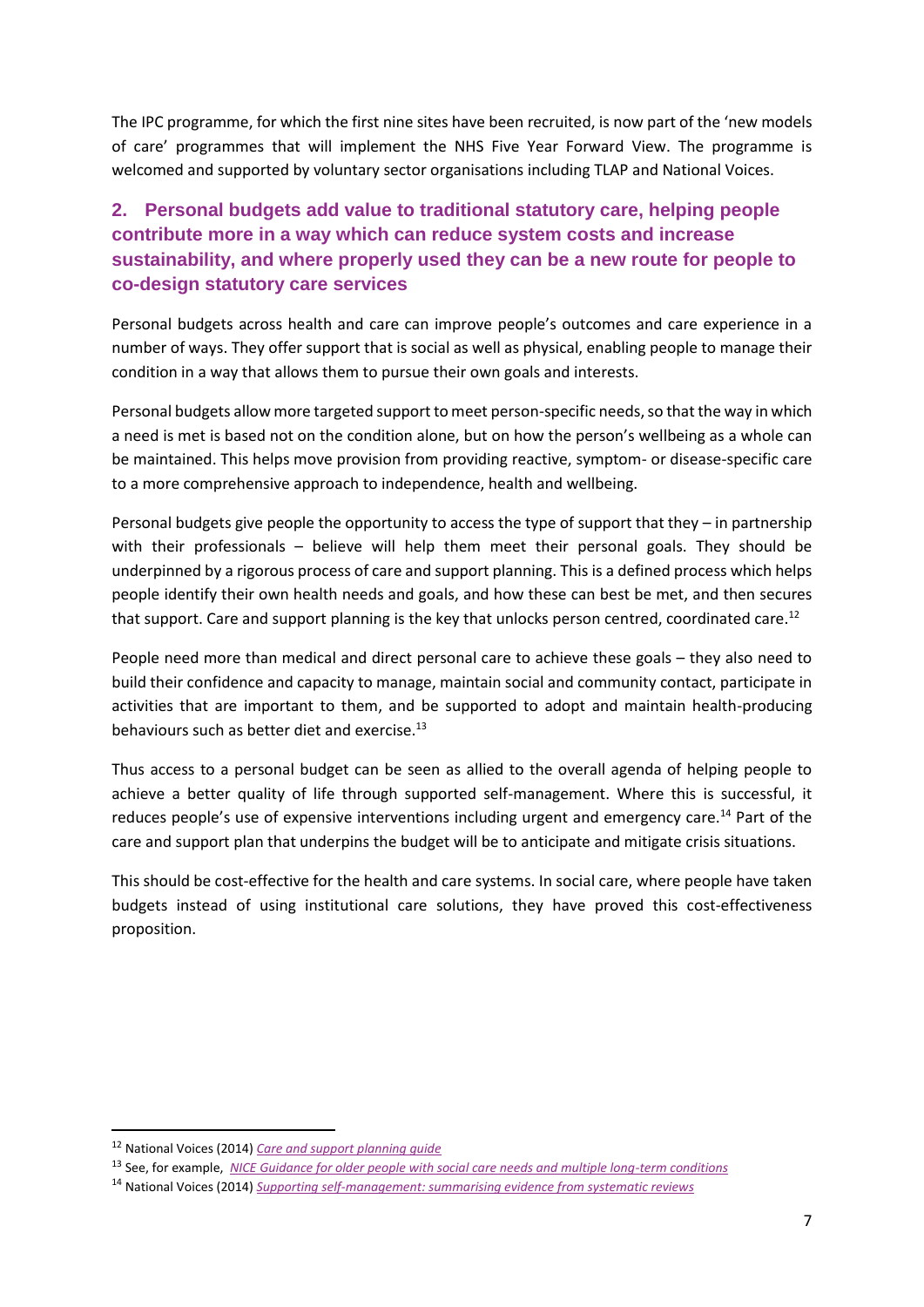The IPC programme, for which the first nine sites have been recruited, is now part of the 'new models of care' programmes that will implement the NHS Five Year Forward View. The programme is welcomed and supported by voluntary sector organisations including TLAP and National Voices.

## 2. Personal budgets add value to traditional statutory care, helping people contribute more in a way which can reduce system costs and increase sustainability, and where properly used they can be a new route for people to co-design statutory care services

Personal budgets across health and care can improve people's outcomes and care experience in a number of ways. They offer support that is social as well as physical, enabling people to manage their condition in a way that allows them to pursue their own goals and interests.

Personal budgets allow more targeted support to meet person-specific needs, so that the way in which a need is met is based not on the condition alone, but on how the person's wellbeing as a whole can be maintained. This helps move provision from providing reactive, symptom- or disease-specific care to a more comprehensive approach to independence, health and wellbeing.

Personal budgets give people the opportunity to access the type of support that they – in partnership with their professionals – believe will help them meet their personal goals. They should be underpinned by a rigorous process of care and support planning. This is a defined process which helps people identify their own health needs and goals, and how these can best be met, and then secures that support. Care and support planning is the key that unlocks person centred, coordinated care.[12]

People need more than medical and direct personal care to achieve these goals – they also need to build their confidence and capacity to manage, maintain social and community contact, participate in activities that are important to them, and be supported to adopt and maintain health-producing behaviours such as better diet and exercise.[13]

Thus access to a personal budget can be seen as allied to the overall agenda of helping people to achieve a better quality of life through supported self-management. Where this is successful, it reduces people's use of expensive interventions including urgent and emergency care.[14] Part of the care and support plan that underpins the budget will be to anticipate and mitigate crisis situations.

This should be cost-effective for the health and care systems. In social care, where people have taken budgets instead of using institutional care solutions, they have proved this cost-effectiveness proposition.

---

[12] National Voices (2014) *Care and support planning guide*

[13] See, for example, *NICE Guidance for older people with social care needs and multiple long-term conditions*

[14] National Voices (2014) *Supporting self-management: summarising evidence from systematic reviews*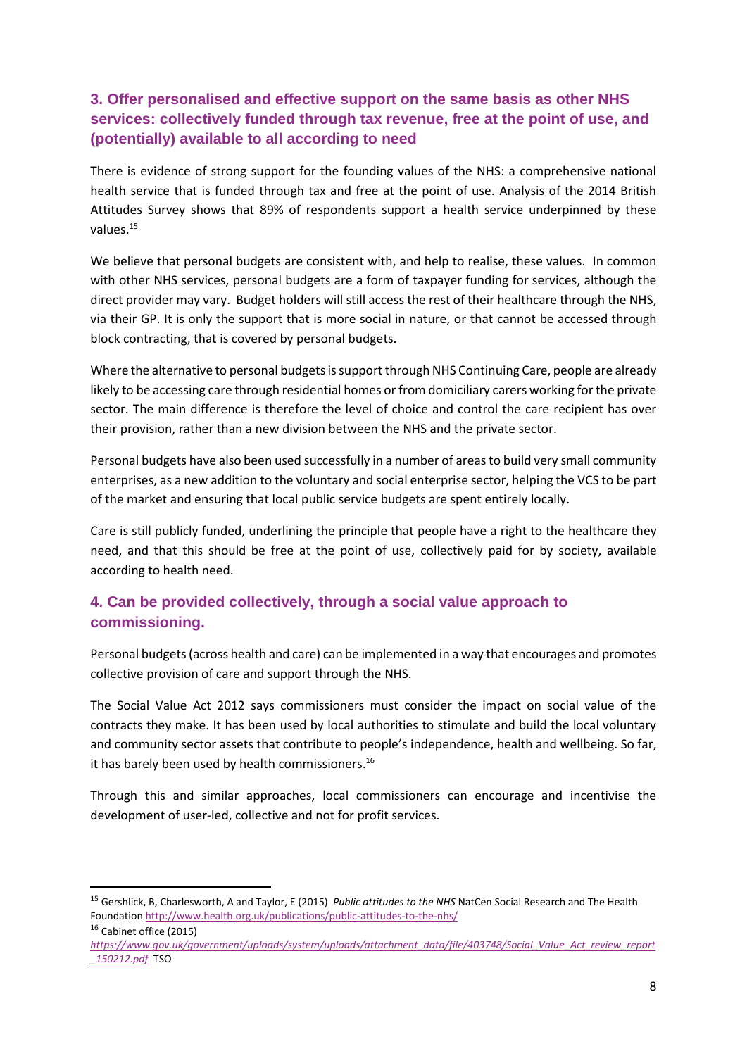## 3. Offer personalised and effective support on the same basis as other NHS services: collectively funded through tax revenue, free at the point of use, and (potentially) available to all according to need

There is evidence of strong support for the founding values of the NHS: a comprehensive national health service that is funded through tax and free at the point of use. Analysis of the 2014 British Attitudes Survey shows that 89% of respondents support a health service underpinned by these values.[15]

We believe that personal budgets are consistent with, and help to realise, these values. In common with other NHS services, personal budgets are a form of taxpayer funding for services, although the direct provider may vary. Budget holders will still access the rest of their healthcare through the NHS, via their GP. It is only the support that is more social in nature, or that cannot be accessed through block contracting, that is covered by personal budgets.

Where the alternative to personal budgets is support through NHS Continuing Care, people are already likely to be accessing care through residential homes or from domiciliary carers working for the private sector. The main difference is therefore the level of choice and control the care recipient has over their provision, rather than a new division between the NHS and the private sector.

Personal budgets have also been used successfully in a number of areas to build very small community enterprises, as a new addition to the voluntary and social enterprise sector, helping the VCS to be part of the market and ensuring that local public service budgets are spent entirely locally.

Care is still publicly funded, underlining the principle that people have a right to the healthcare they need, and that this should be free at the point of use, collectively paid for by society, available according to health need.

## 4. Can be provided collectively, through a social value approach to commissioning.

Personal budgets (across health and care) can be implemented in a way that encourages and promotes collective provision of care and support through the NHS.

The Social Value Act 2012 says commissioners must consider the impact on social value of the contracts they make. It has been used by local authorities to stimulate and build the local voluntary and community sector assets that contribute to people's independence, health and wellbeing. So far, it has barely been used by health commissioners.[16]

Through this and similar approaches, local commissioners can encourage and incentivise the development of user-led, collective and not for profit services.

---

[15] Gershlick, B, Charlesworth, A and Taylor, E (2015) *Public attitudes to the NHS* NatCen Social Research and The Health Foundation http://www.health.org.uk/publications/public-attitudes-to-the-nhs/

[16] Cabinet office (2015) *https://www.gov.uk/government/uploads/system/uploads/attachment_data/file/403748/Social_Value_Act_review_report_150212.pdf* TSO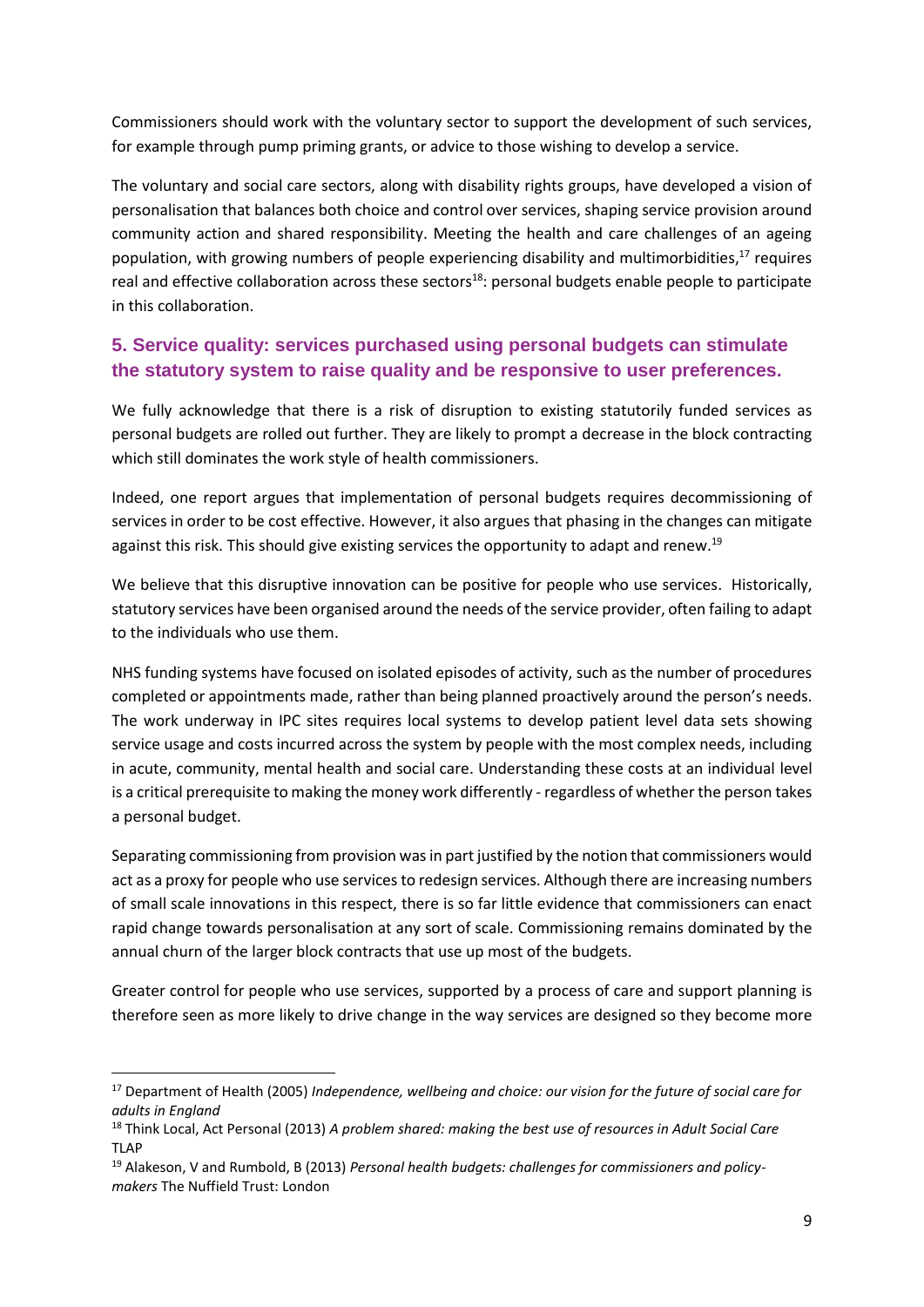Commissioners should work with the voluntary sector to support the development of such services, for example through pump priming grants, or advice to those wishing to develop a service.

The voluntary and social care sectors, along with disability rights groups, have developed a vision of personalisation that balances both choice and control over services, shaping service provision around community action and shared responsibility. Meeting the health and care challenges of an ageing population, with growing numbers of people experiencing disability and multimorbidities,[17] requires real and effective collaboration across these sectors[18]: personal budgets enable people to participate in this collaboration.

### 5. Service quality: services purchased using personal budgets can stimulate the statutory system to raise quality and be responsive to user preferences.

We fully acknowledge that there is a risk of disruption to existing statutorily funded services as personal budgets are rolled out further. They are likely to prompt a decrease in the block contracting which still dominates the work style of health commissioners.

Indeed, one report argues that implementation of personal budgets requires decommissioning of services in order to be cost effective. However, it also argues that phasing in the changes can mitigate against this risk. This should give existing services the opportunity to adapt and renew.[19]

We believe that this disruptive innovation can be positive for people who use services. Historically, statutory services have been organised around the needs of the service provider, often failing to adapt to the individuals who use them.

NHS funding systems have focused on isolated episodes of activity, such as the number of procedures completed or appointments made, rather than being planned proactively around the person's needs. The work underway in IPC sites requires local systems to develop patient level data sets showing service usage and costs incurred across the system by people with the most complex needs, including in acute, community, mental health and social care. Understanding these costs at an individual level is a critical prerequisite to making the money work differently - regardless of whether the person takes a personal budget.

Separating commissioning from provision was in part justified by the notion that commissioners would act as a proxy for people who use services to redesign services. Although there are increasing numbers of small scale innovations in this respect, there is so far little evidence that commissioners can enact rapid change towards personalisation at any sort of scale. Commissioning remains dominated by the annual churn of the larger block contracts that use up most of the budgets.

Greater control for people who use services, supported by a process of care and support planning is therefore seen as more likely to drive change in the way services are designed so they become more

---

[17] Department of Health (2005) *Independence, wellbeing and choice: our vision for the future of social care for adults in England*

[18] Think Local, Act Personal (2013) *A problem shared: making the best use of resources in Adult Social Care* TLAP

[19] Alakeson, V and Rumbold, B (2013) *Personal health budgets: challenges for commissioners and policy-makers* The Nuffield Trust: London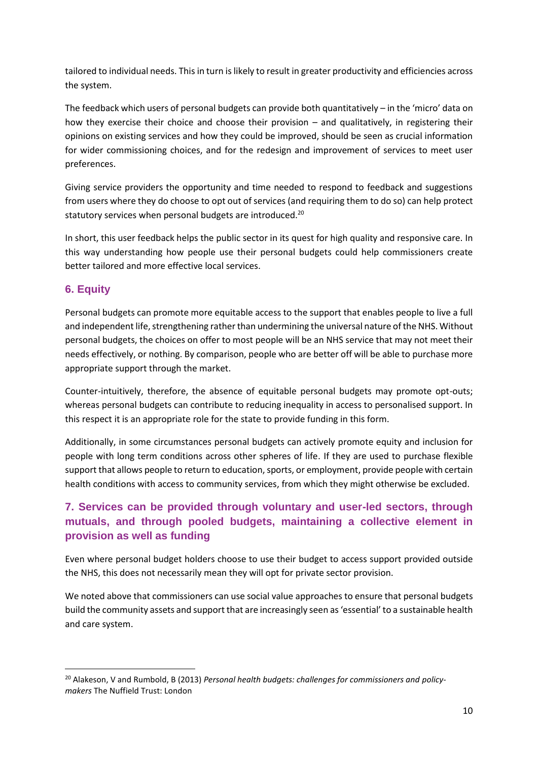tailored to individual needs. This in turn is likely to result in greater productivity and efficiencies across the system.

The feedback which users of personal budgets can provide both quantitatively – in the 'micro' data on how they exercise their choice and choose their provision – and qualitatively, in registering their opinions on existing services and how they could be improved, should be seen as crucial information for wider commissioning choices, and for the redesign and improvement of services to meet user preferences.

Giving service providers the opportunity and time needed to respond to feedback and suggestions from users where they do choose to opt out of services (and requiring them to do so) can help protect statutory services when personal budgets are introduced.[20]

In short, this user feedback helps the public sector in its quest for high quality and responsive care. In this way understanding how people use their personal budgets could help commissioners create better tailored and more effective local services.

## 6. Equity

Personal budgets can promote more equitable access to the support that enables people to live a full and independent life, strengthening rather than undermining the universal nature of the NHS. Without personal budgets, the choices on offer to most people will be an NHS service that may not meet their needs effectively, or nothing. By comparison, people who are better off will be able to purchase more appropriate support through the market.

Counter-intuitively, therefore, the absence of equitable personal budgets may promote opt-outs; whereas personal budgets can contribute to reducing inequality in access to personalised support. In this respect it is an appropriate role for the state to provide funding in this form.

Additionally, in some circumstances personal budgets can actively promote equity and inclusion for people with long term conditions across other spheres of life. If they are used to purchase flexible support that allows people to return to education, sports, or employment, provide people with certain health conditions with access to community services, from which they might otherwise be excluded.

## 7. Services can be provided through voluntary and user-led sectors, through mutuals, and through pooled budgets, maintaining a collective element in provision as well as funding

Even where personal budget holders choose to use their budget to access support provided outside the NHS, this does not necessarily mean they will opt for private sector provision.

We noted above that commissioners can use social value approaches to ensure that personal budgets build the community assets and support that are increasingly seen as 'essential' to a sustainable health and care system.

[20] Alakeson, V and Rumbold, B (2013) *Personal health budgets: challenges for commissioners and policy-makers* The Nuffield Trust: London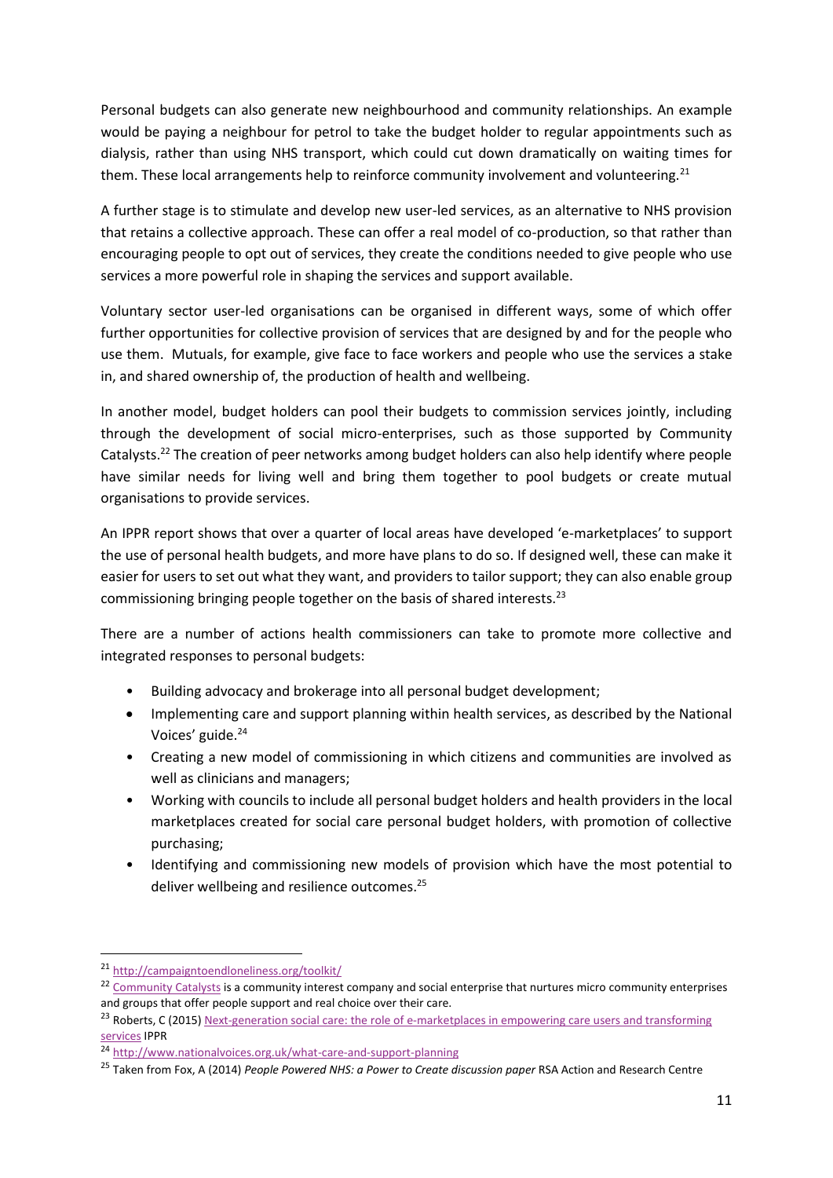Personal budgets can also generate new neighbourhood and community relationships. An example would be paying a neighbour for petrol to take the budget holder to regular appointments such as dialysis, rather than using NHS transport, which could cut down dramatically on waiting times for them. These local arrangements help to reinforce community involvement and volunteering.[21]

A further stage is to stimulate and develop new user-led services, as an alternative to NHS provision that retains a collective approach. These can offer a real model of co-production, so that rather than encouraging people to opt out of services, they create the conditions needed to give people who use services a more powerful role in shaping the services and support available.

Voluntary sector user-led organisations can be organised in different ways, some of which offer further opportunities for collective provision of services that are designed by and for the people who use them. Mutuals, for example, give face to face workers and people who use the services a stake in, and shared ownership of, the production of health and wellbeing.

In another model, budget holders can pool their budgets to commission services jointly, including through the development of social micro-enterprises, such as those supported by Community Catalysts.[22] The creation of peer networks among budget holders can also help identify where people have similar needs for living well and bring them together to pool budgets or create mutual organisations to provide services.

An IPPR report shows that over a quarter of local areas have developed 'e-marketplaces' to support the use of personal health budgets, and more have plans to do so. If designed well, these can make it easier for users to set out what they want, and providers to tailor support; they can also enable group commissioning bringing people together on the basis of shared interests.[23]

There are a number of actions health commissioners can take to promote more collective and integrated responses to personal budgets:

- Building advocacy and brokerage into all personal budget development;
- Implementing care and support planning within health services, as described by the National Voices' guide.[24]
- Creating a new model of commissioning in which citizens and communities are involved as well as clinicians and managers;
- Working with councils to include all personal budget holders and health providers in the local marketplaces created for social care personal budget holders, with promotion of collective purchasing;
- Identifying and commissioning new models of provision which have the most potential to deliver wellbeing and resilience outcomes.[25]

---

[21] http://campaigntoendloneliness.org/toolkit/

[22] Community Catalysts is a community interest company and social enterprise that nurtures micro community enterprises and groups that offer people support and real choice over their care.

[23] Roberts, C (2015) Next-generation social care: the role of e-marketplaces in empowering care users and transforming services IPPR

[24] http://www.nationalvoices.org.uk/what-care-and-support-planning

[25] Taken from Fox, A (2014) *People Powered NHS: a Power to Create discussion paper* RSA Action and Research Centre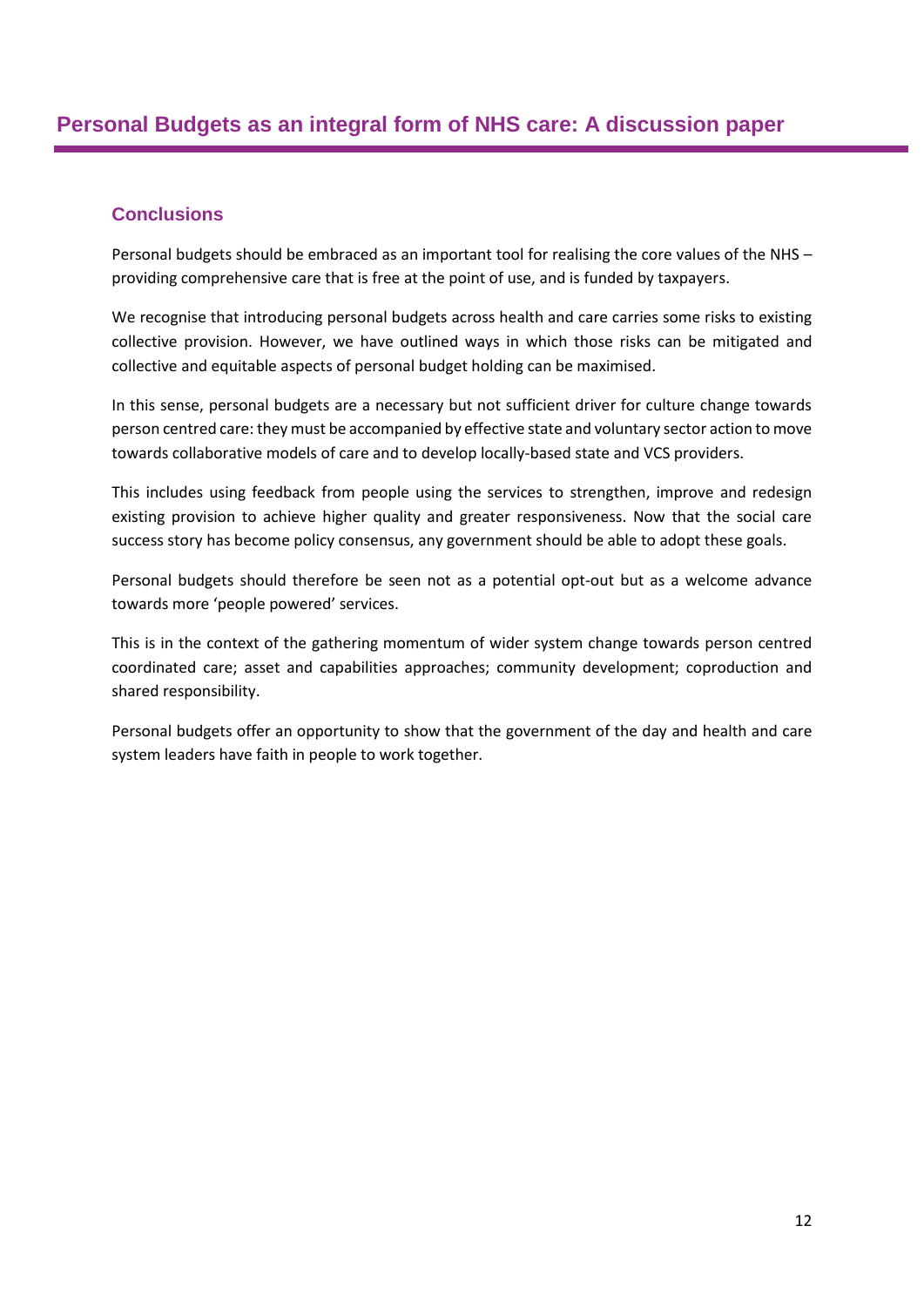## Conclusions

Personal budgets should be embraced as an important tool for realising the core values of the NHS – providing comprehensive care that is free at the point of use, and is funded by taxpayers.

We recognise that introducing personal budgets across health and care carries some risks to existing collective provision. However, we have outlined ways in which those risks can be mitigated and collective and equitable aspects of personal budget holding can be maximised.

In this sense, personal budgets are a necessary but not sufficient driver for culture change towards person centred care: they must be accompanied by effective state and voluntary sector action to move towards collaborative models of care and to develop locally-based state and VCS providers.

This includes using feedback from people using the services to strengthen, improve and redesign existing provision to achieve higher quality and greater responsiveness. Now that the social care success story has become policy consensus, any government should be able to adopt these goals.

Personal budgets should therefore be seen not as a potential opt-out but as a welcome advance towards more 'people powered' services.

This is in the context of the gathering momentum of wider system change towards person centred coordinated care; asset and capabilities approaches; community development; coproduction and shared responsibility.

Personal budgets offer an opportunity to show that the government of the day and health and care system leaders have faith in people to work together.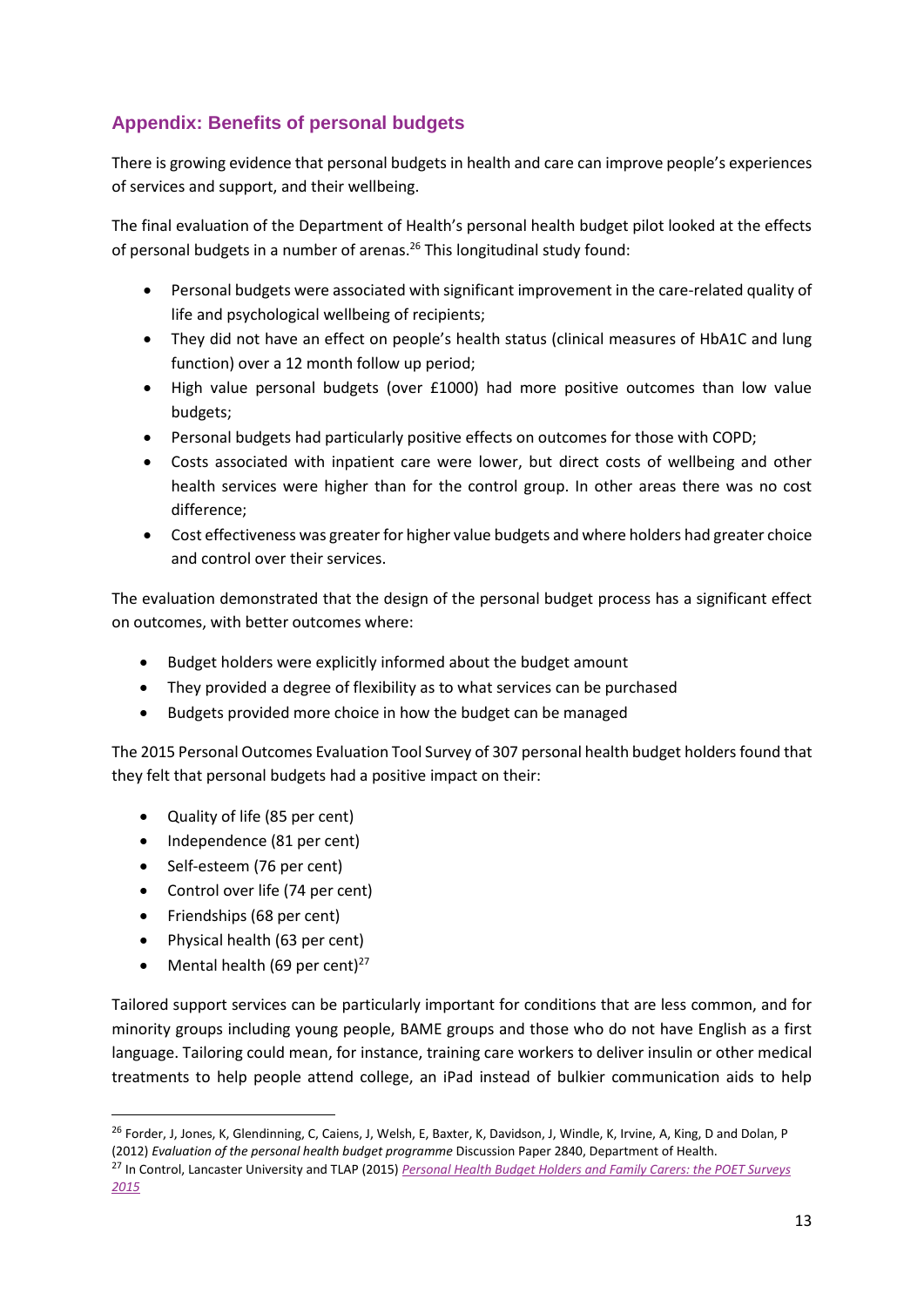## Appendix: Benefits of personal budgets

There is growing evidence that personal budgets in health and care can improve people's experiences of services and support, and their wellbeing.

The final evaluation of the Department of Health's personal health budget pilot looked at the effects of personal budgets in a number of arenas.[26] This longitudinal study found:

- Personal budgets were associated with significant improvement in the care-related quality of life and psychological wellbeing of recipients;
- They did not have an effect on people's health status (clinical measures of HbA1C and lung function) over a 12 month follow up period;
- High value personal budgets (over £1000) had more positive outcomes than low value budgets;
- Personal budgets had particularly positive effects on outcomes for those with COPD;
- Costs associated with inpatient care were lower, but direct costs of wellbeing and other health services were higher than for the control group. In other areas there was no cost difference;
- Cost effectiveness was greater for higher value budgets and where holders had greater choice and control over their services.

The evaluation demonstrated that the design of the personal budget process has a significant effect on outcomes, with better outcomes where:

- Budget holders were explicitly informed about the budget amount
- They provided a degree of flexibility as to what services can be purchased
- Budgets provided more choice in how the budget can be managed

The 2015 Personal Outcomes Evaluation Tool Survey of 307 personal health budget holders found that they felt that personal budgets had a positive impact on their:

- Quality of life (85 per cent)
- Independence (81 per cent)
- Self-esteem (76 per cent)
- Control over life (74 per cent)
- Friendships (68 per cent)
- Physical health (63 per cent)
- Mental health (69 per cent)[27]

Tailored support services can be particularly important for conditions that are less common, and for minority groups including young people, BAME groups and those who do not have English as a first language. Tailoring could mean, for instance, training care workers to deliver insulin or other medical treatments to help people attend college, an iPad instead of bulkier communication aids to help

[26] Forder, J, Jones, K, Glendinning, C, Caiens, J, Welsh, E, Baxter, K, Davidson, J, Windle, K, Irvine, A, King, D and Dolan, P (2012) *Evaluation of the personal health budget programme* Discussion Paper 2840, Department of Health.

[27] In Control, Lancaster University and TLAP (2015) *Personal Health Budget Holders and Family Carers: the POET Surveys 2015*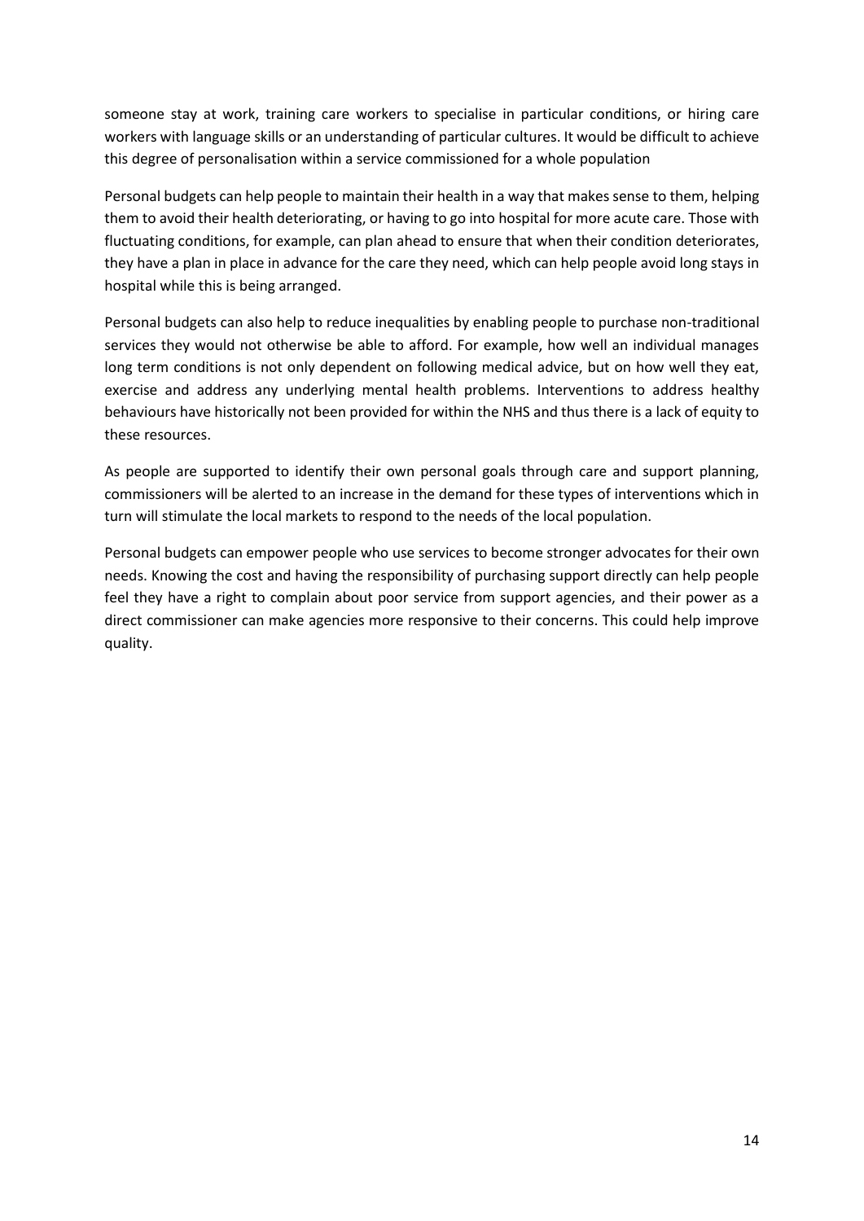someone stay at work, training care workers to specialise in particular conditions, or hiring care workers with language skills or an understanding of particular cultures. It would be difficult to achieve this degree of personalisation within a service commissioned for a whole population

Personal budgets can help people to maintain their health in a way that makes sense to them, helping them to avoid their health deteriorating, or having to go into hospital for more acute care. Those with fluctuating conditions, for example, can plan ahead to ensure that when their condition deteriorates, they have a plan in place in advance for the care they need, which can help people avoid long stays in hospital while this is being arranged.

Personal budgets can also help to reduce inequalities by enabling people to purchase non-traditional services they would not otherwise be able to afford. For example, how well an individual manages long term conditions is not only dependent on following medical advice, but on how well they eat, exercise and address any underlying mental health problems. Interventions to address healthy behaviours have historically not been provided for within the NHS and thus there is a lack of equity to these resources.

As people are supported to identify their own personal goals through care and support planning, commissioners will be alerted to an increase in the demand for these types of interventions which in turn will stimulate the local markets to respond to the needs of the local population.

Personal budgets can empower people who use services to become stronger advocates for their own needs. Knowing the cost and having the responsibility of purchasing support directly can help people feel they have a right to complain about poor service from support agencies, and their power as a direct commissioner can make agencies more responsive to their concerns. This could help improve quality.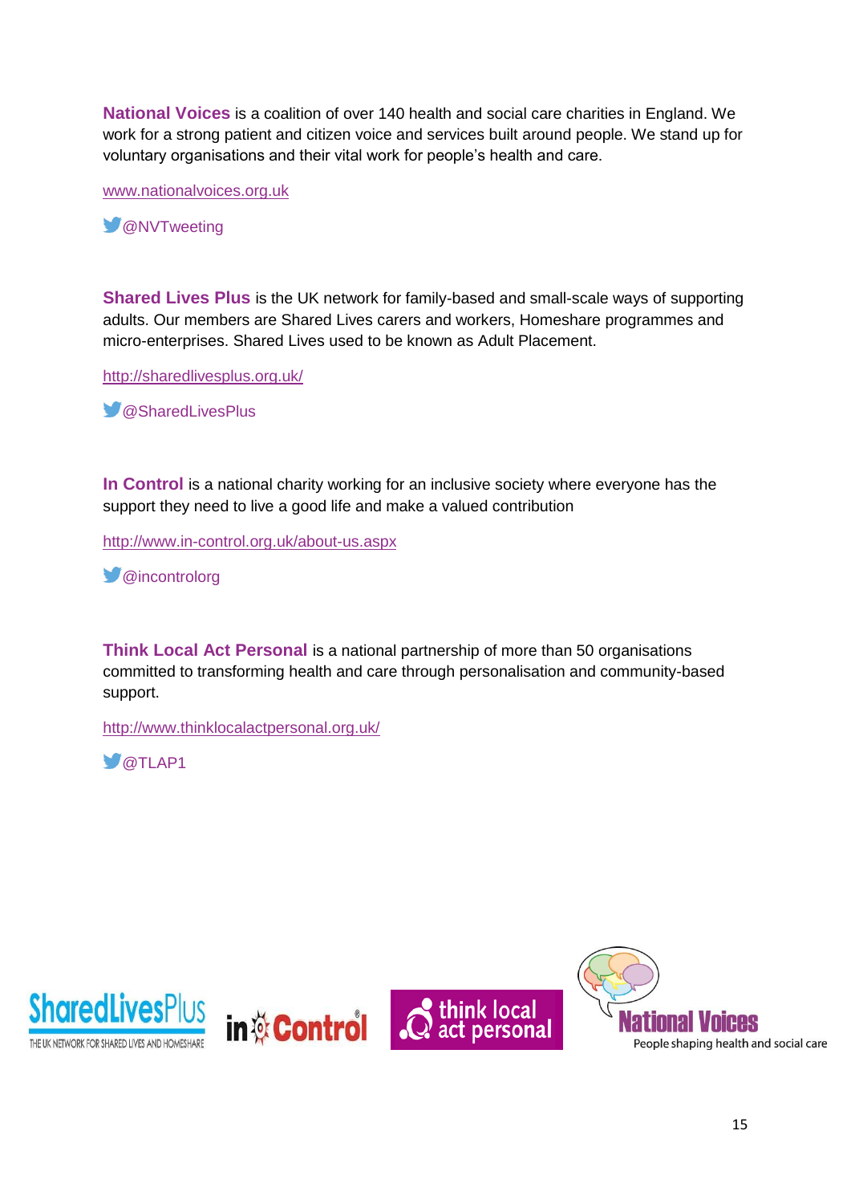**National Voices** is a coalition of over 140 health and social care charities in England. We work for a strong patient and citizen voice and services built around people. We stand up for voluntary organisations and their vital work for people's health and care.

www.nationalvoices.org.uk

@NVTweeting

**Shared Lives Plus** is the UK network for family-based and small-scale ways of supporting adults. Our members are Shared Lives carers and workers, Homeshare programmes and micro-enterprises. Shared Lives used to be known as Adult Placement.

http://sharedlivesplus.org.uk/

@SharedLivesPlus

**In Control** is a national charity working for an inclusive society where everyone has the support they need to live a good life and make a valued contribution

http://www.in-control.org.uk/about-us.aspx

@incontrolorg

**Think Local Act Personal** is a national partnership of more than 50 organisations committed to transforming health and care through personalisation and community-based support.

http://www.thinklocalactpersonal.org.uk/

@TLAP1

SharedLivesPlus
THE UK NETWORK FOR SHARED LIVES AND HOMESHARE

in Control

think local act personal

National Voices
People shaping health and social care